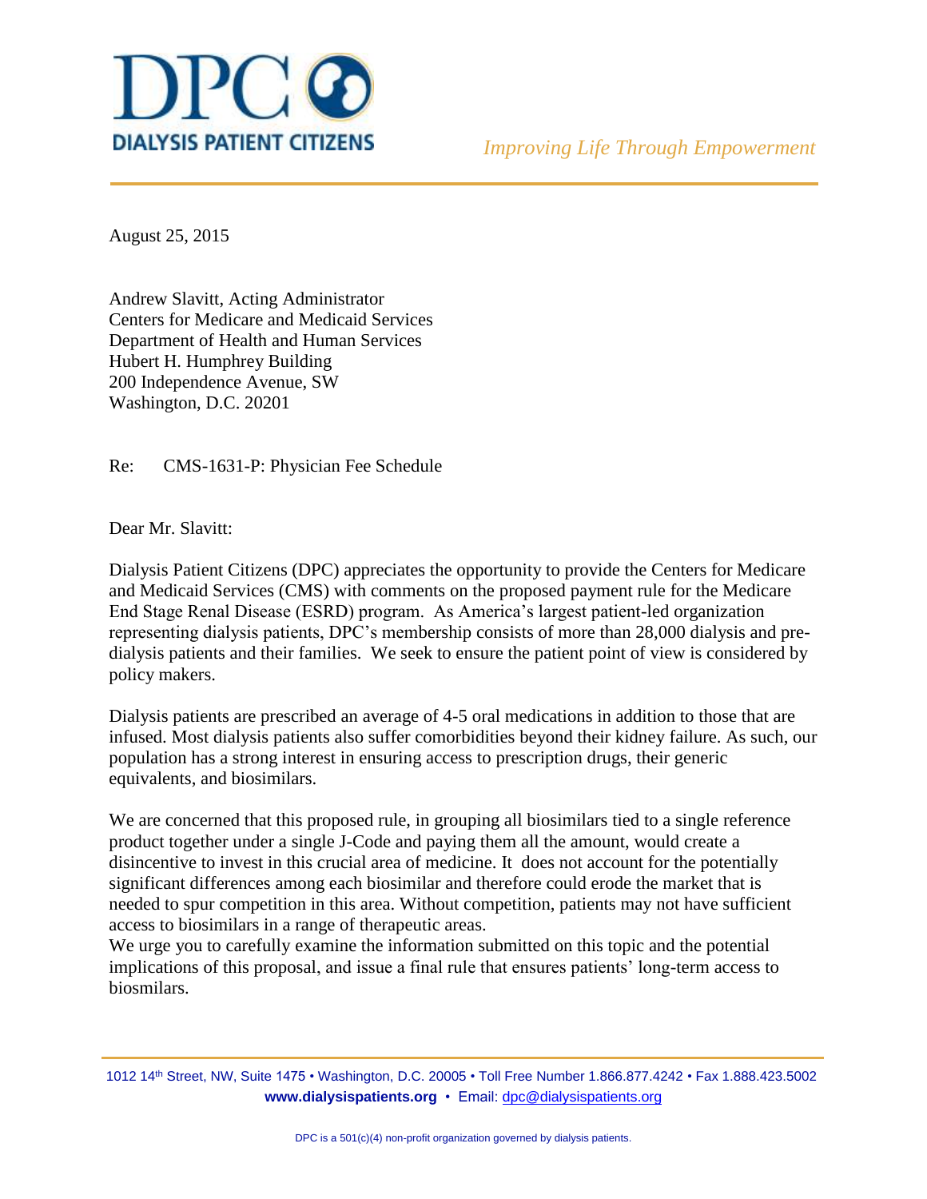# DPC DIALYSIS PATIENT CITIZENS

*Improving Life Through Empowerment*

August 25, 2015

Andrew Slavitt, Acting Administrator
Centers for Medicare and Medicaid Services
Department of Health and Human Services
Hubert H. Humphrey Building
200 Independence Avenue, SW
Washington, D.C. 20201

Re: CMS-1631-P: Physician Fee Schedule

Dear Mr. Slavitt:

Dialysis Patient Citizens (DPC) appreciates the opportunity to provide the Centers for Medicare and Medicaid Services (CMS) with comments on the proposed payment rule for the Medicare End Stage Renal Disease (ESRD) program. As America's largest patient-led organization representing dialysis patients, DPC's membership consists of more than 28,000 dialysis and pre-dialysis patients and their families. We seek to ensure the patient point of view is considered by policy makers.

Dialysis patients are prescribed an average of 4-5 oral medications in addition to those that are infused. Most dialysis patients also suffer comorbidities beyond their kidney failure. As such, our population has a strong interest in ensuring access to prescription drugs, their generic equivalents, and biosimilars.

We are concerned that this proposed rule, in grouping all biosimilars tied to a single reference product together under a single J-Code and paying them all the amount, would create a disincentive to invest in this crucial area of medicine. It does not account for the potentially significant differences among each biosimilar and therefore could erode the market that is needed to spur competition in this area. Without competition, patients may not have sufficient access to biosimilars in a range of therapeutic areas.

We urge you to carefully examine the information submitted on this topic and the potential implications of this proposal, and issue a final rule that ensures patients' long-term access to biosimilars.

1012 14th Street, NW, Suite 1475 • Washington, D.C. 20005 • Toll Free Number 1.866.877.4242 • Fax 1.888.423.5002
**www.dialysispatients.org** • Email: dpc@dialysispatients.org

DPC is a 501(c)(4) non-profit organization governed by dialysis patients.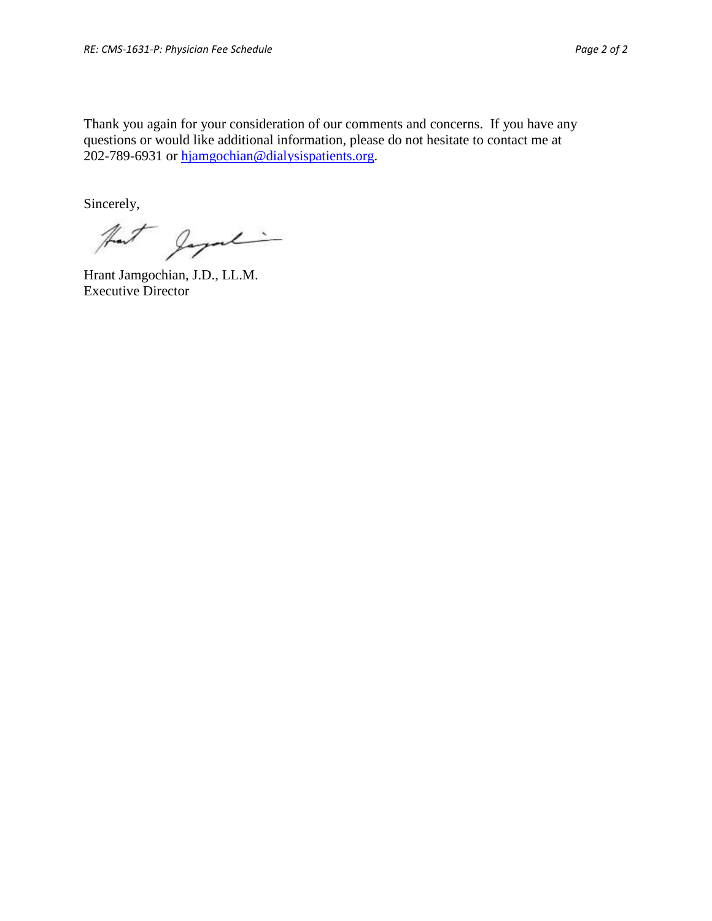Thank you again for your consideration of our comments and concerns. If you have any questions or would like additional information, please do not hesitate to contact me at 202-789-6931 or [hjamgochian@dialysispatients.org](mailto:hjamgochian@dialysispatients.org).

Sincerely,

Hrant Jamgochian, J.D., LL.M.
Executive Director